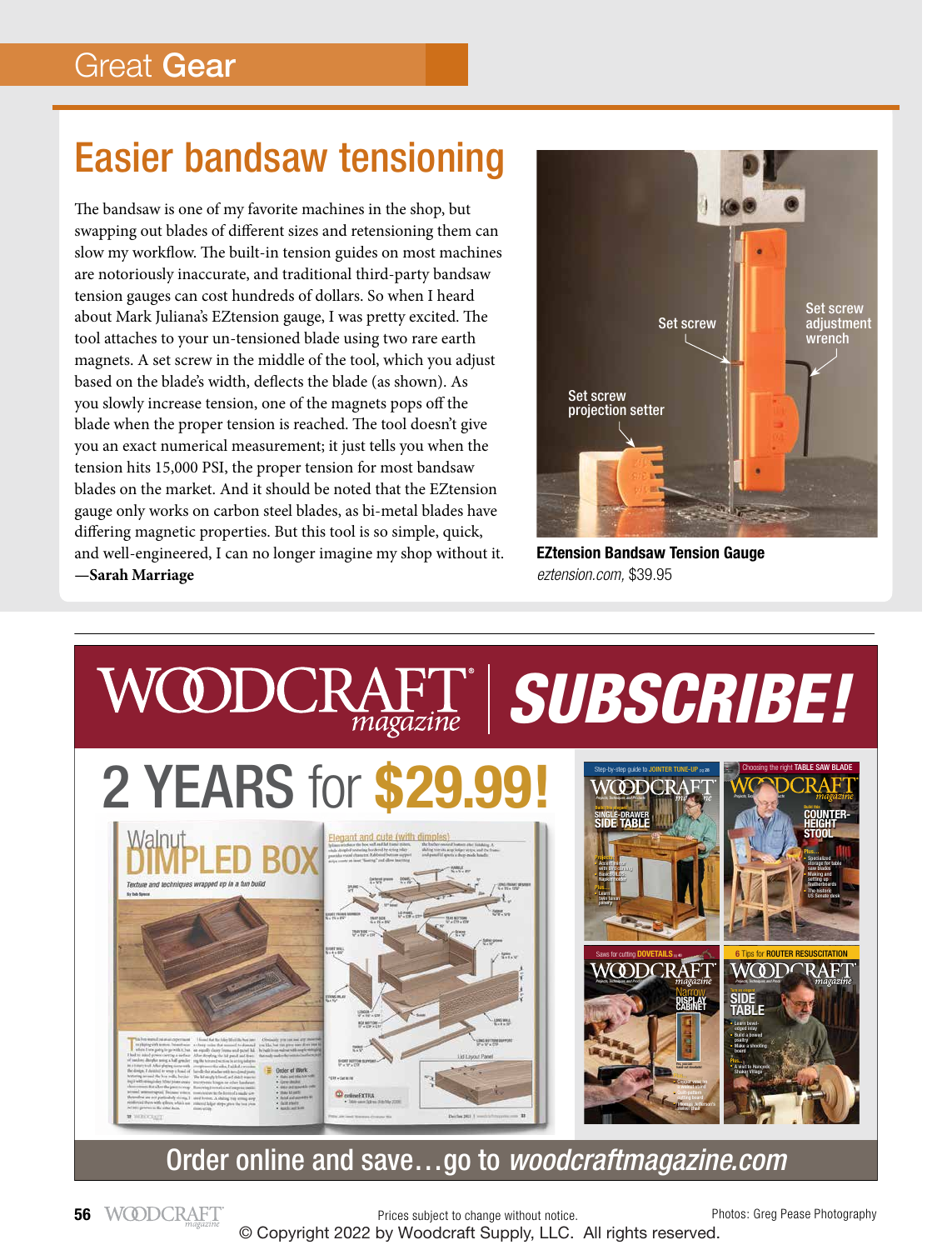## Great Gear

# Easier bandsaw tensioning

The bandsaw is one of my favorite machines in the shop, but swapping out blades of different sizes and retensioning them can slow my workflow. The built-in tension guides on most machines are notoriously inaccurate, and traditional third-party bandsaw tension gauges can cost hundreds of dollars. So when I heard about Mark Juliana's EZtension gauge, I was pretty excited. The tool attaches to your un-tensioned blade using two rare earth magnets. A set screw in the middle of the tool, which you adjust based on the blade's width, deflects the blade (as shown). As you slowly increase tension, one of the magnets pops off the blade when the proper tension is reached. The tool doesn't give you an exact numerical measurement; it just tells you when the tension hits 15,000 PSI, the proper tension for most bandsaw blades on the market. And it should be noted that the EZtension gauge only works on carbon steel blades, as bi-metal blades have differing magnetic properties. But this tool is so simple, quick, and well-engineered, I can no longer imagine my shop without it.
**—Sarah Marriage**

Set screw

Set screw adjustment wrench

Set screw projection setter

**EZtension Bandsaw Tension Gauge**
*eztension.com,* $39.95

---

# WOODCRAFT magazine | SUBSCRIBE!

## 2 YEARS for $29.99!

Order online and save…go to *woodcraftmagazine.com*

Prices subject to change without notice.

Photos: Greg Pease Photography

© Copyright 2022 by Woodcraft Supply, LLC. All rights reserved.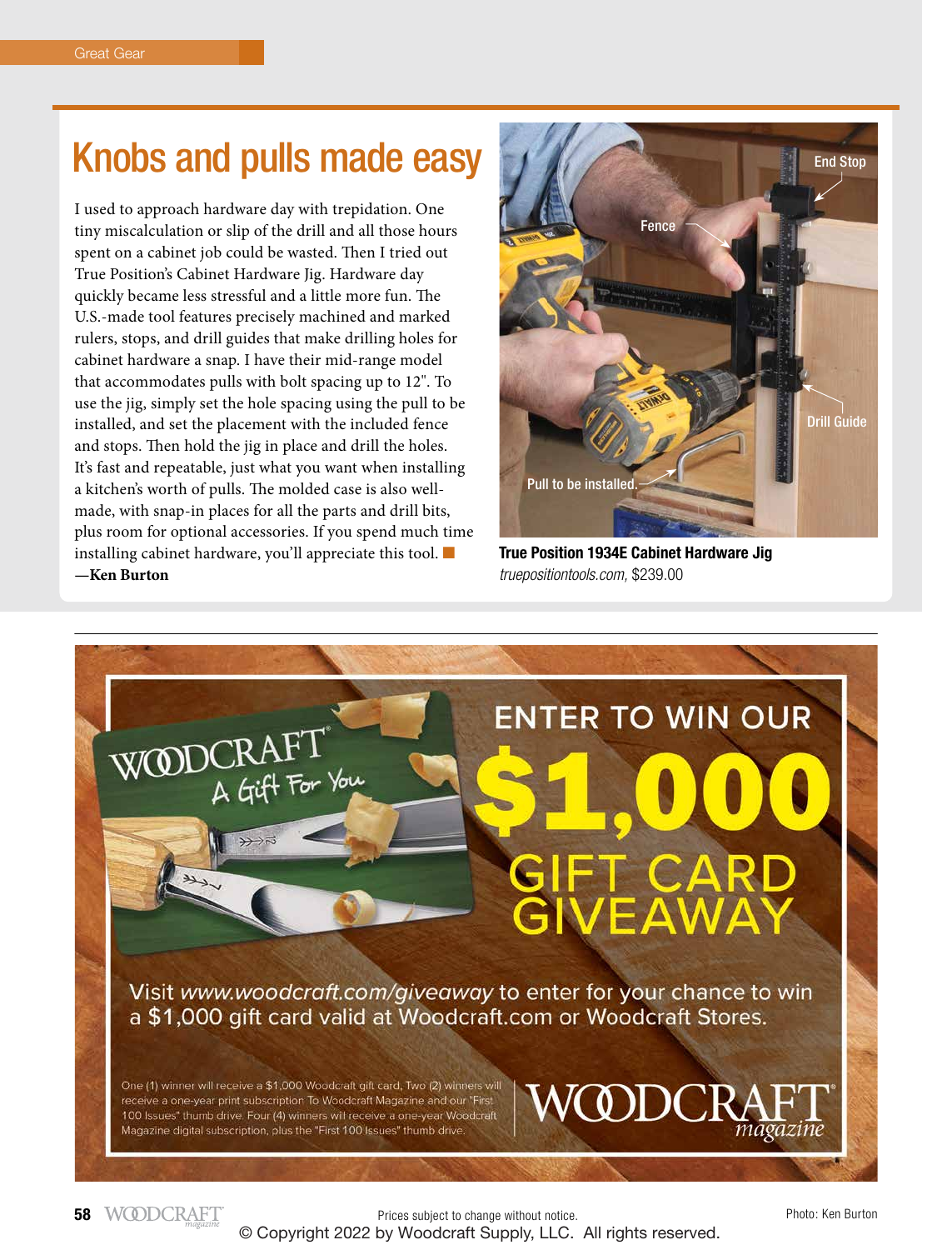# Knobs and pulls made easy

I used to approach hardware day with trepidation. One tiny miscalculation or slip of the drill and all those hours spent on a cabinet job could be wasted. Then I tried out True Position's Cabinet Hardware Jig. Hardware day quickly became less stressful and a little more fun. The U.S.-made tool features precisely machined and marked rulers, stops, and drill guides that make drilling holes for cabinet hardware a snap. I have their mid-range model that accommodates pulls with bolt spacing up to 12". To use the jig, simply set the hole spacing using the pull to be installed, and set the placement with the included fence and stops. Then hold the jig in place and drill the holes. It's fast and repeatable, just what you want when installing a kitchen's worth of pulls. The molded case is also well-made, with snap-in places for all the parts and drill bits, plus room for optional accessories. If you spend much time installing cabinet hardware, you'll appreciate this tool. ■

**—Ken Burton**

End Stop

Fence

Drill Guide

Pull to be installed.

**True Position 1934E Cabinet Hardware Jig**

*truepositiontools.com*, $239.00

---

ENTER TO WIN OUR

# $1,000 GIFT CARD GIVEAWAY

WOODCRAFT® A Gift For You

Visit *www.woodcraft.com/giveaway* to enter for your chance to win a $1,000 gift card valid at Woodcraft.com or Woodcraft Stores.

One (1) winner will receive a $1,000 Woodcraft gift card. Two (2) winners will receive a one-year print subscription To Woodcraft Magazine and our "First 100 Issues" thumb drive. Four (4) winners will receive a one-year Woodcraft Magazine digital subscription, plus the "First 100 Issues" thumb drive.

WOODCRAFT® magazine

Prices subject to change without notice.

Photo: Ken Burton

© Copyright 2022 by Woodcraft Supply, LLC. All rights reserved.